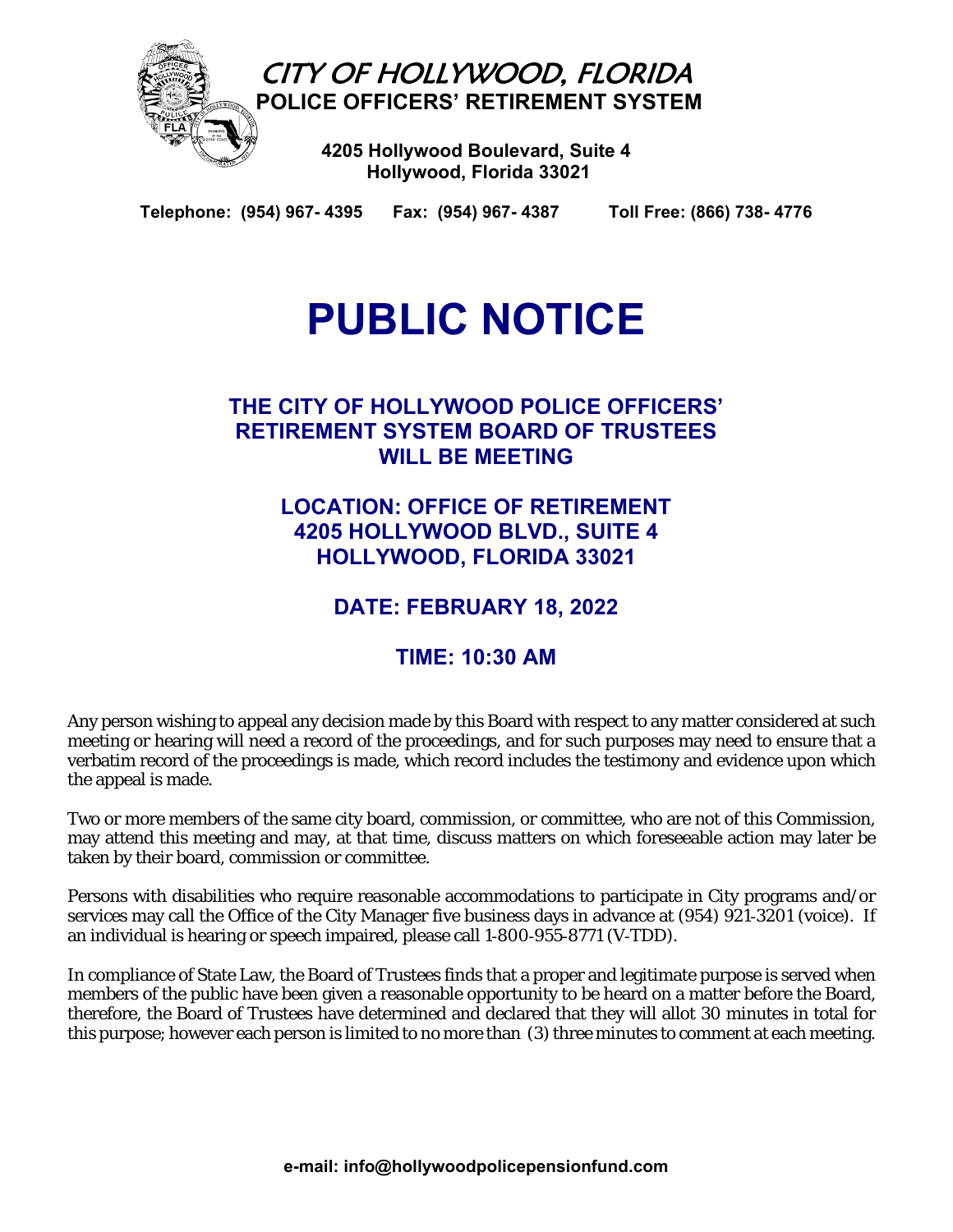# CITY OF HOLLYWOOD, FLORIDA

**POLICE OFFICERS' RETIREMENT SYSTEM**

**4205 Hollywood Boulevard, Suite 4**
**Hollywood, Florida 33021**

**Telephone: (954) 967- 4395 Fax: (954) 967- 4387 Toll Free: (866) 738- 4776**

# PUBLIC NOTICE

## THE CITY OF HOLLYWOOD POLICE OFFICERS' RETIREMENT SYSTEM BOARD OF TRUSTEES WILL BE MEETING

## LOCATION: OFFICE OF RETIREMENT 4205 HOLLYWOOD BLVD., SUITE 4 HOLLYWOOD, FLORIDA 33021

## DATE: FEBRUARY 18, 2022

## TIME: 10:30 AM

Any person wishing to appeal any decision made by this Board with respect to any matter considered at such meeting or hearing will need a record of the proceedings, and for such purposes may need to ensure that a verbatim record of the proceedings is made, which record includes the testimony and evidence upon which the appeal is made.

Two or more members of the same city board, commission, or committee, who are not of this Commission, may attend this meeting and may, at that time, discuss matters on which foreseeable action may later be taken by their board, commission or committee.

Persons with disabilities who require reasonable accommodations to participate in City programs and/or services may call the Office of the City Manager five business days in advance at (954) 921-3201 (voice). If an individual is hearing or speech impaired, please call 1-800-955-8771 (V-TDD).

In compliance of State Law, the Board of Trustees finds that a proper and legitimate purpose is served when members of the public have been given a reasonable opportunity to be heard on a matter before the Board, therefore, the Board of Trustees have determined and declared that they will allot 30 minutes in total for this purpose; however each person is limited to no more than (3) three minutes to comment at each meeting.

**e-mail: info@hollywoodpolicepensionfund.com**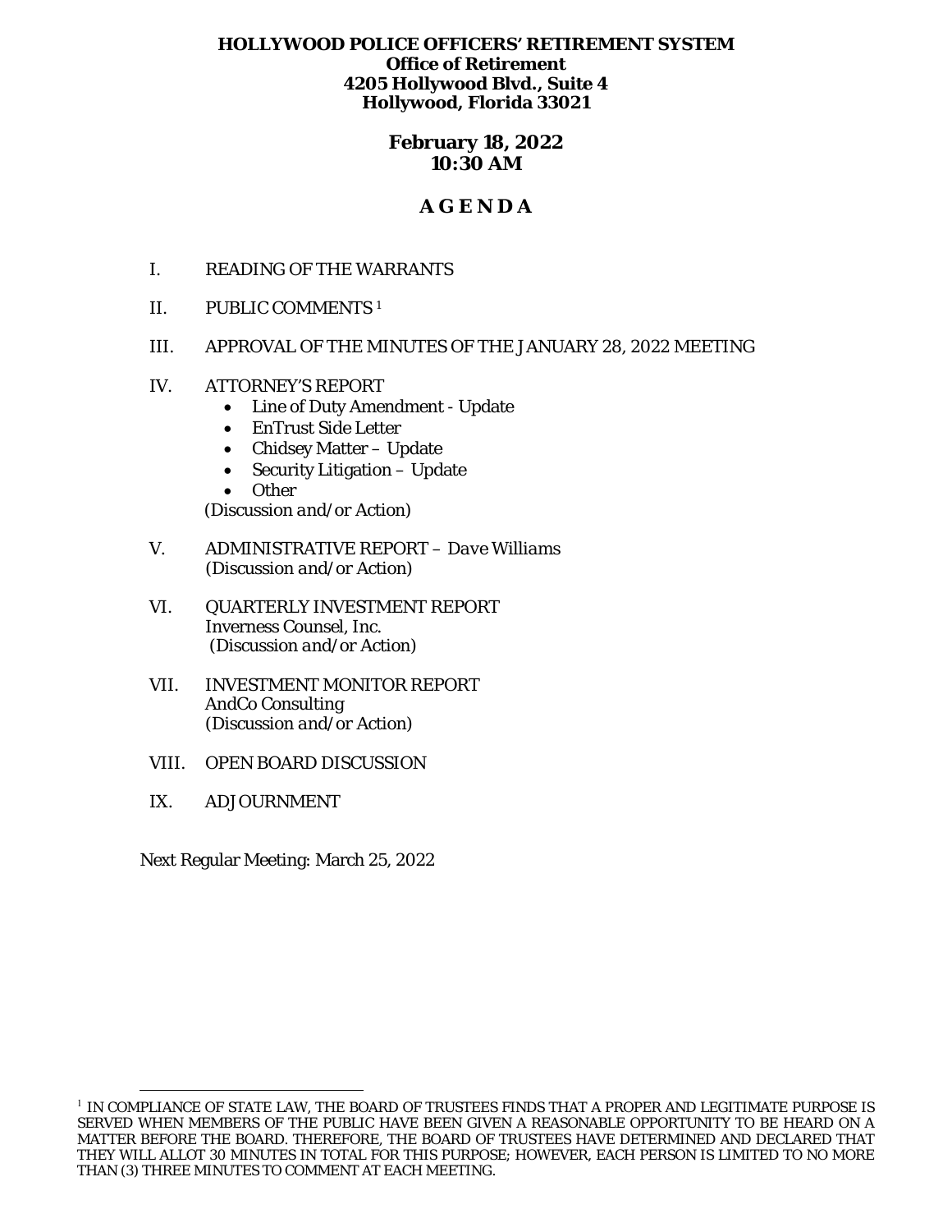**HOLLYWOOD POLICE OFFICERS' RETIREMENT SYSTEM**
**Office of Retirement**
**4205 Hollywood Blvd., Suite 4**
**Hollywood, Florida 33021**

**February 18, 2022**
**10:30 AM**

# A G E N D A

I. READING OF THE WARRANTS

II. PUBLIC COMMENTS [1]

III. APPROVAL OF THE MINUTES OF THE JANUARY 28, 2022 MEETING

IV. ATTORNEY'S REPORT
- Line of Duty Amendment - Update
- EnTrust Side Letter
- Chidsey Matter – Update
- Security Litigation – Update
- Other

*(Discussion and/or Action)*

V. ADMINISTRATIVE REPORT – *Dave Williams*
*(Discussion and/or Action)*

VI. QUARTERLY INVESTMENT REPORT
Inverness Counsel, Inc.
*(Discussion and/or Action)*

VII. INVESTMENT MONITOR REPORT
AndCo Consulting
*(Discussion and/or Action)*

VIII. OPEN BOARD DISCUSSION

IX. ADJOURNMENT

Next Regular Meeting: March 25, 2022

---

[1] IN COMPLIANCE OF STATE LAW, THE BOARD OF TRUSTEES FINDS THAT A PROPER AND LEGITIMATE PURPOSE IS SERVED WHEN MEMBERS OF THE PUBLIC HAVE BEEN GIVEN A REASONABLE OPPORTUNITY TO BE HEARD ON A MATTER BEFORE THE BOARD. THEREFORE, THE BOARD OF TRUSTEES HAVE DETERMINED AND DECLARED THAT THEY WILL ALLOT 30 MINUTES IN TOTAL FOR THIS PURPOSE; HOWEVER, EACH PERSON IS LIMITED TO NO MORE THAN (3) THREE MINUTES TO COMMENT AT EACH MEETING.